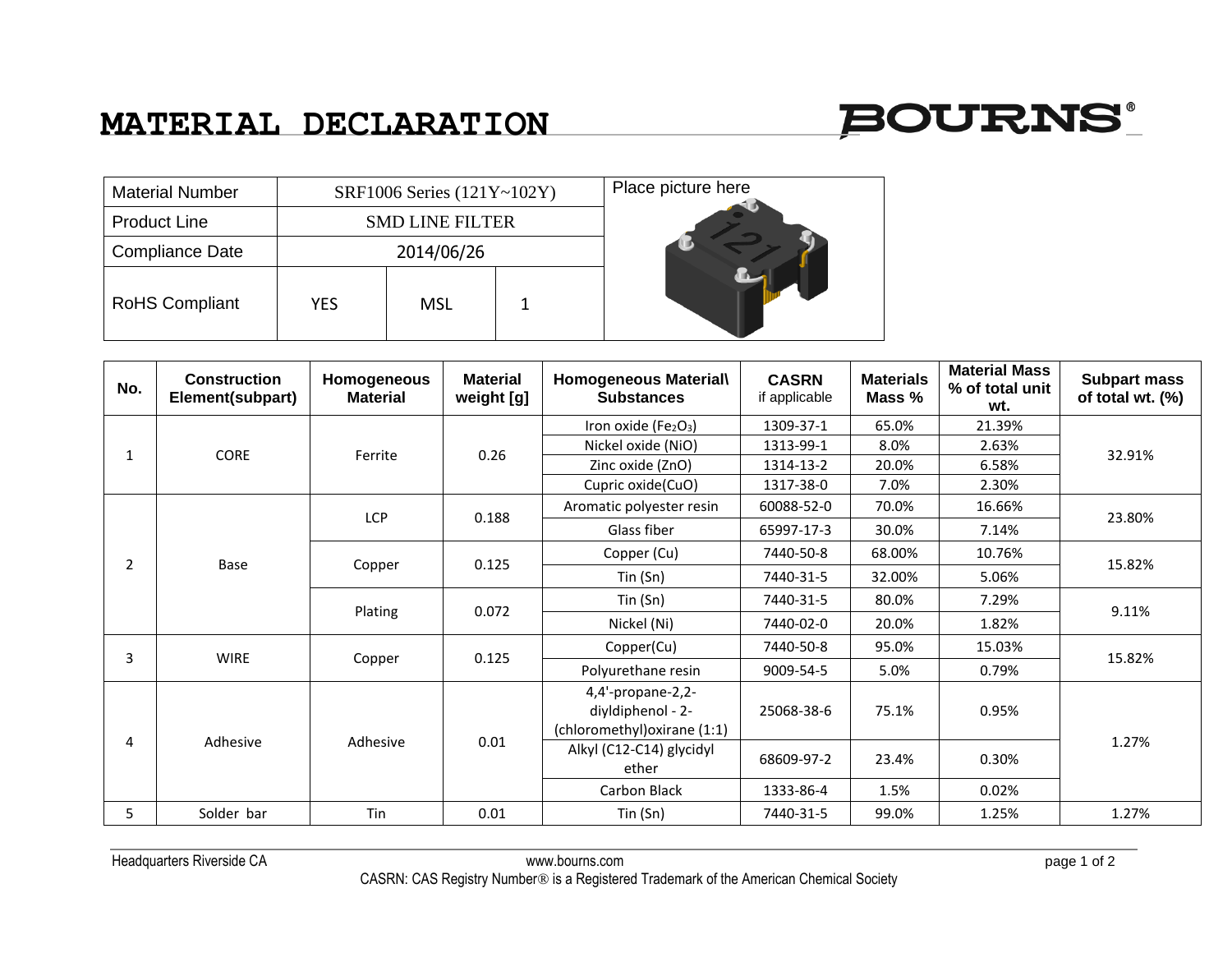# MATERIAL DECLARATION

BOURNS®

| Material Number | SRF1006 Series (121Y~102Y) | | |
|---|---|---|---|
| Product Line | SMD LINE FILTER | | |
| Compliance Date | 2014/06/26 | | |
| RoHS Compliant | YES | MSL | 1 |

Place picture here

| No. | Construction Element(subpart) | Homogeneous Material | Material weight [g] | Homogeneous Material\ Substances | CASRN if applicable | Materials Mass % | Material Mass % of total unit wt. | Subpart mass of total wt. (%) |
|---|---|---|---|---|---|---|---|---|
| 1 | CORE | Ferrite | 0.26 | Iron oxide ($Fe_2O_3$) | 1309-37-1 | 65.0% | 21.39% | 32.91% |
| | | | | Nickel oxide (NiO) | 1313-99-1 | 8.0% | 2.63% | |
| | | | | Zinc oxide (ZnO) | 1314-13-2 | 20.0% | 6.58% | |
| | | | | Cupric oxide(CuO) | 1317-38-0 | 7.0% | 2.30% | |
| 2 | Base | LCP | 0.188 | Aromatic polyester resin | 60088-52-0 | 70.0% | 16.66% | 23.80% |
| | | | | Glass fiber | 65997-17-3 | 30.0% | 7.14% | |
| | | Copper | 0.125 | Copper (Cu) | 7440-50-8 | 68.00% | 10.76% | 15.82% |
| | | | | Tin (Sn) | 7440-31-5 | 32.00% | 5.06% | |
| | | Plating | 0.072 | Tin (Sn) | 7440-31-5 | 80.0% | 7.29% | 9.11% |
| | | | | Nickel (Ni) | 7440-02-0 | 20.0% | 1.82% | |
| 3 | WIRE | Copper | 0.125 | Copper(Cu) | 7440-50-8 | 95.0% | 15.03% | 15.82% |
| | | | | Polyurethane resin | 9009-54-5 | 5.0% | 0.79% | |
| 4 | Adhesive | Adhesive | 0.01 | 4,4'-propane-2,2-diyldiphenol - 2-(chloromethyl)oxirane (1:1) | 25068-38-6 | 75.1% | 0.95% | 1.27% |
| | | | | Alkyl (C12-C14) glycidyl ether | 68609-97-2 | 23.4% | 0.30% | |
| | | | | Carbon Black | 1333-86-4 | 1.5% | 0.02% | |
| 5 | Solder bar | Tin | 0.01 | Tin (Sn) | 7440-31-5 | 99.0% | 1.25% | 1.27% |

Headquarters Riverside CA www.bourns.com

CASRN: CAS Registry Number® is a Registered Trademark of the American Chemical Society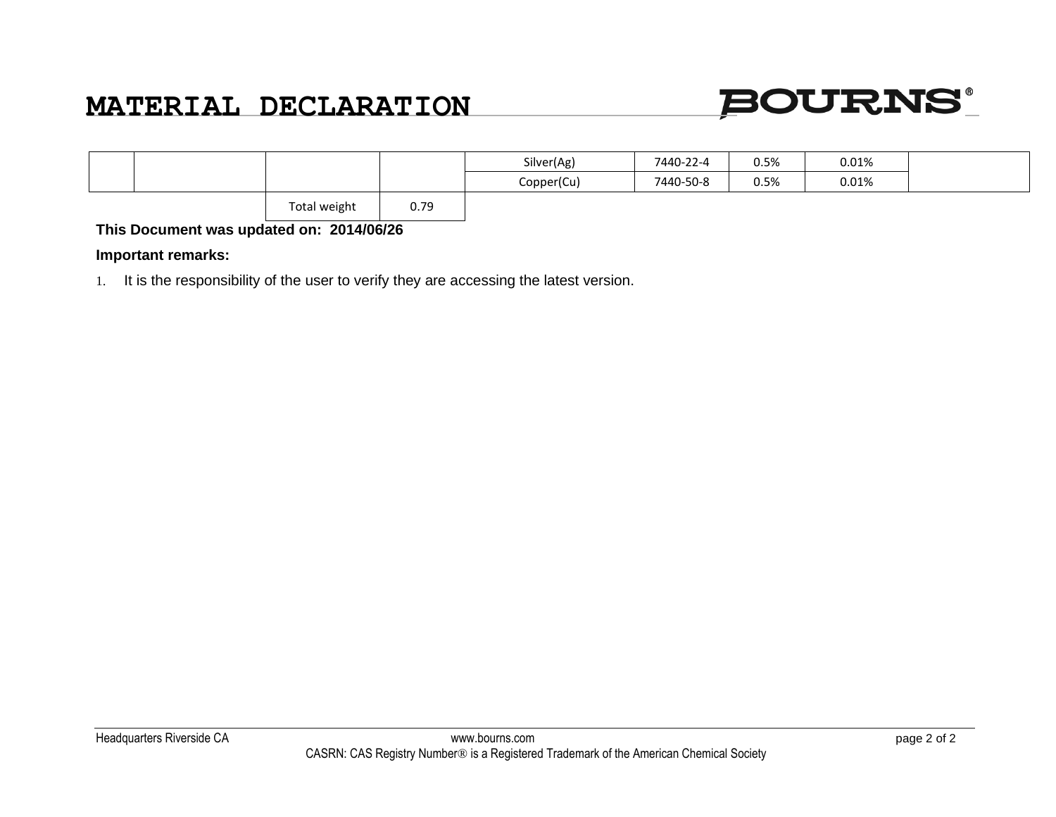# MATERIAL DECLARATION

| | | | | | | | | |
|---|---|---|---|---|---|---|---|---|
| | | | | Silver(Ag) | 7440-22-4 | 0.5% | 0.01% | |
| | | | | Copper(Cu) | 7440-50-8 | 0.5% | 0.01% | |
| | | Total weight | 0.79 | | | | | |

**This Document was updated on: 2014/06/26**

**Important remarks:**

1. It is the responsibility of the user to verify they are accessing the latest version.

Headquarters Riverside CA www.bourns.com

CASRN: CAS Registry Number® is a Registered Trademark of the American Chemical Society